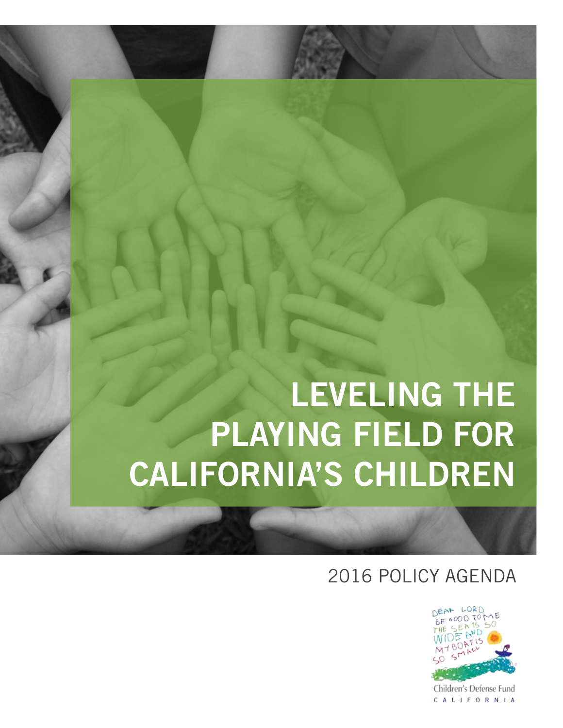# LEVELING THE PLAYING FIELD FOR CALIFORNIA'S CHILDREN

## 2016 POLICY AGENDA

DEAR LORD BE GOOD TO ME THE SEA IS SO WIDE AND MY BOAT IS SO SMALL

Children's Defense Fund
CALIFORNIA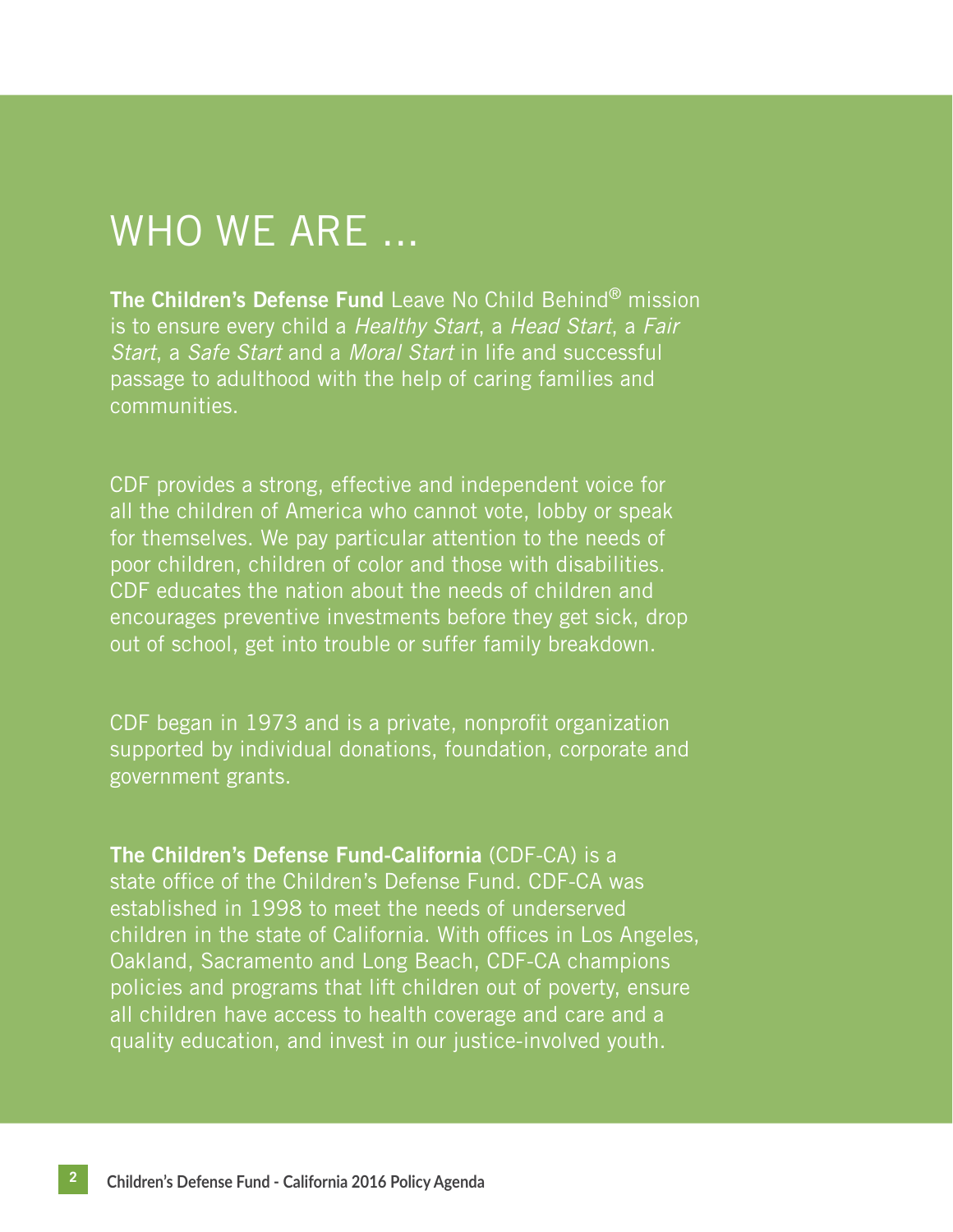# WHO WE ARE ...

**The Children's Defense Fund** Leave No Child Behind® mission is to ensure every child a *Healthy Start*, a *Head Start*, a *Fair Start*, a *Safe Start* and a *Moral Start* in life and successful passage to adulthood with the help of caring families and communities.

CDF provides a strong, effective and independent voice for all the children of America who cannot vote, lobby or speak for themselves. We pay particular attention to the needs of poor children, children of color and those with disabilities. CDF educates the nation about the needs of children and encourages preventive investments before they get sick, drop out of school, get into trouble or suffer family breakdown.

CDF began in 1973 and is a private, nonprofit organization supported by individual donations, foundation, corporate and government grants.

**The Children's Defense Fund-California** (CDF-CA) is a state office of the Children's Defense Fund. CDF-CA was established in 1998 to meet the needs of underserved children in the state of California. With offices in Los Angeles, Oakland, Sacramento and Long Beach, CDF-CA champions policies and programs that lift children out of poverty, ensure all children have access to health coverage and care and a quality education, and invest in our justice-involved youth.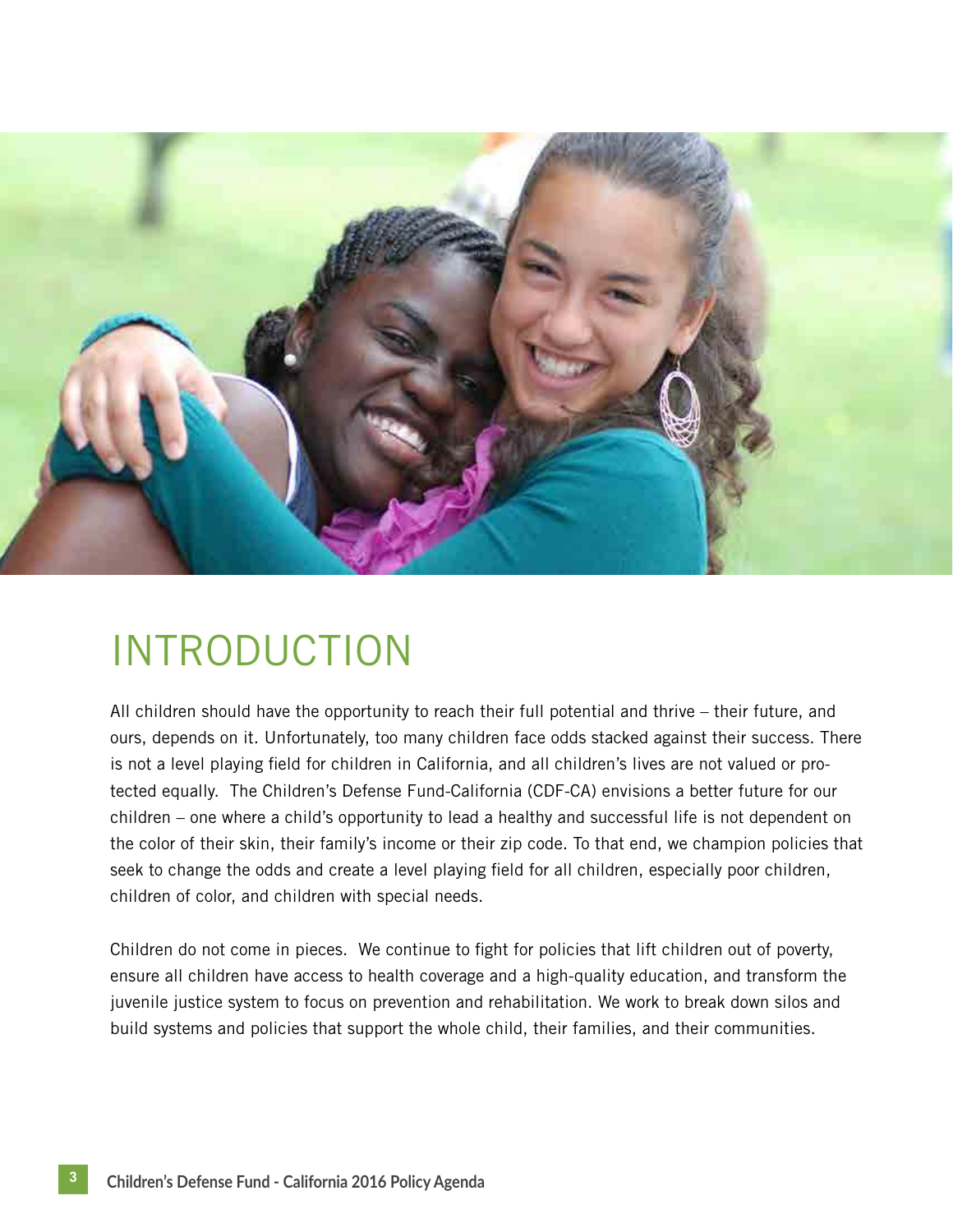# INTRODUCTION

All children should have the opportunity to reach their full potential and thrive – their future, and ours, depends on it. Unfortunately, too many children face odds stacked against their success. There is not a level playing field for children in California, and all children's lives are not valued or protected equally. The Children's Defense Fund-California (CDF-CA) envisions a better future for our children – one where a child's opportunity to lead a healthy and successful life is not dependent on the color of their skin, their family's income or their zip code. To that end, we champion policies that seek to change the odds and create a level playing field for all children, especially poor children, children of color, and children with special needs.

Children do not come in pieces. We continue to fight for policies that lift children out of poverty, ensure all children have access to health coverage and a high-quality education, and transform the juvenile justice system to focus on prevention and rehabilitation. We work to break down silos and build systems and policies that support the whole child, their families, and their communities.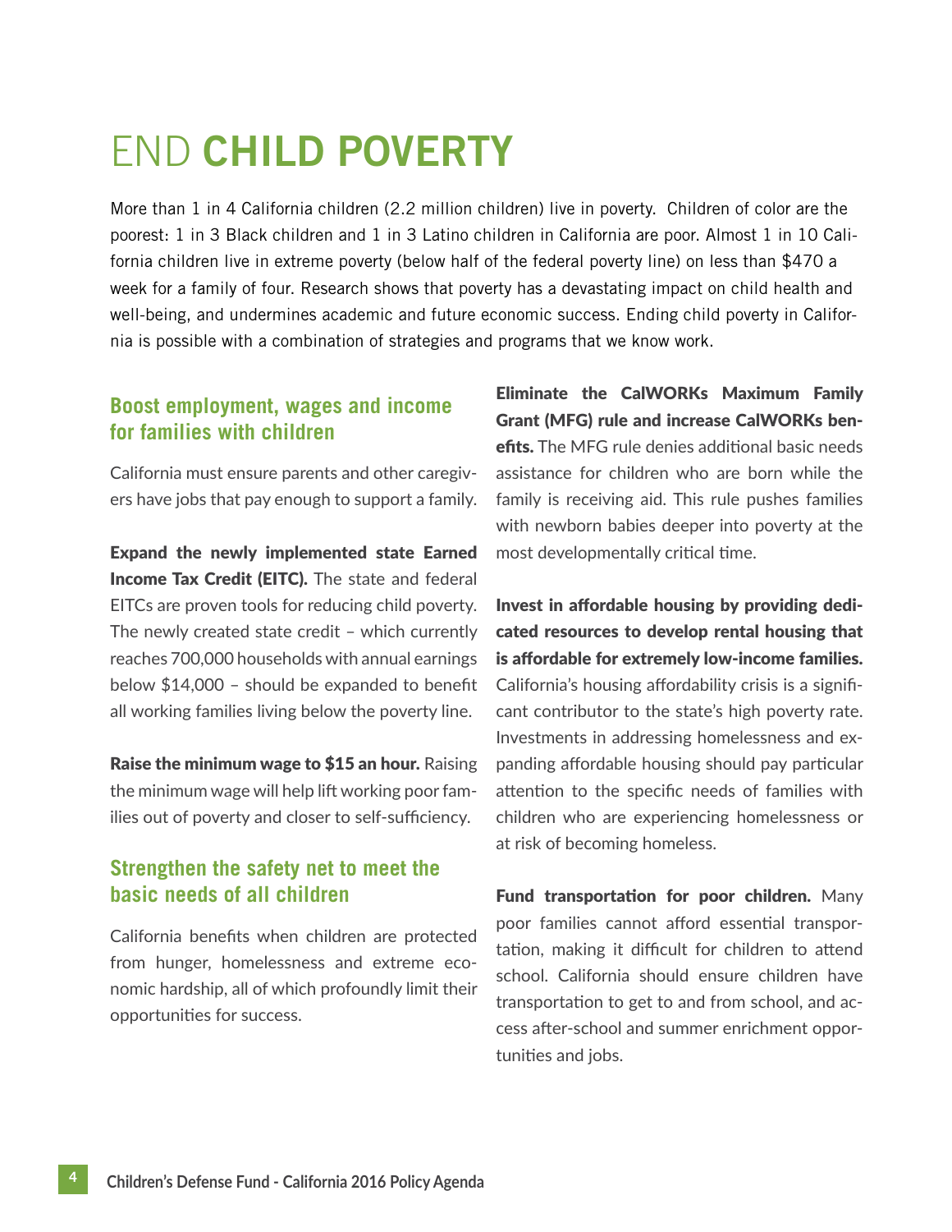# END **CHILD POVERTY**

More than 1 in 4 California children (2.2 million children) live in poverty. Children of color are the poorest: 1 in 3 Black children and 1 in 3 Latino children in California are poor. Almost 1 in 10 California children live in extreme poverty (below half of the federal poverty line) on less than $470 a week for a family of four. Research shows that poverty has a devastating impact on child health and well-being, and undermines academic and future economic success. Ending child poverty in California is possible with a combination of strategies and programs that we know work.

## Boost employment, wages and income for families with children

California must ensure parents and other caregivers have jobs that pay enough to support a family.

**Expand the newly implemented state Earned Income Tax Credit (EITC).** The state and federal EITCs are proven tools for reducing child poverty. The newly created state credit – which currently reaches 700,000 households with annual earnings below $14,000 – should be expanded to benefit all working families living below the poverty line.

**Raise the minimum wage to $15 an hour.** Raising the minimum wage will help lift working poor families out of poverty and closer to self-sufficiency.

## Strengthen the safety net to meet the basic needs of all children

California benefits when children are protected from hunger, homelessness and extreme economic hardship, all of which profoundly limit their opportunities for success.

**Eliminate the CalWORKs Maximum Family Grant (MFG) rule and increase CalWORKs benefits.** The MFG rule denies additional basic needs assistance for children who are born while the family is receiving aid. This rule pushes families with newborn babies deeper into poverty at the most developmentally critical time.

**Invest in affordable housing by providing dedicated resources to develop rental housing that is affordable for extremely low-income families.** California's housing affordability crisis is a significant contributor to the state's high poverty rate. Investments in addressing homelessness and expanding affordable housing should pay particular attention to the specific needs of families with children who are experiencing homelessness or at risk of becoming homeless.

**Fund transportation for poor children.** Many poor families cannot afford essential transportation, making it difficult for children to attend school. California should ensure children have transportation to get to and from school, and access after-school and summer enrichment opportunities and jobs.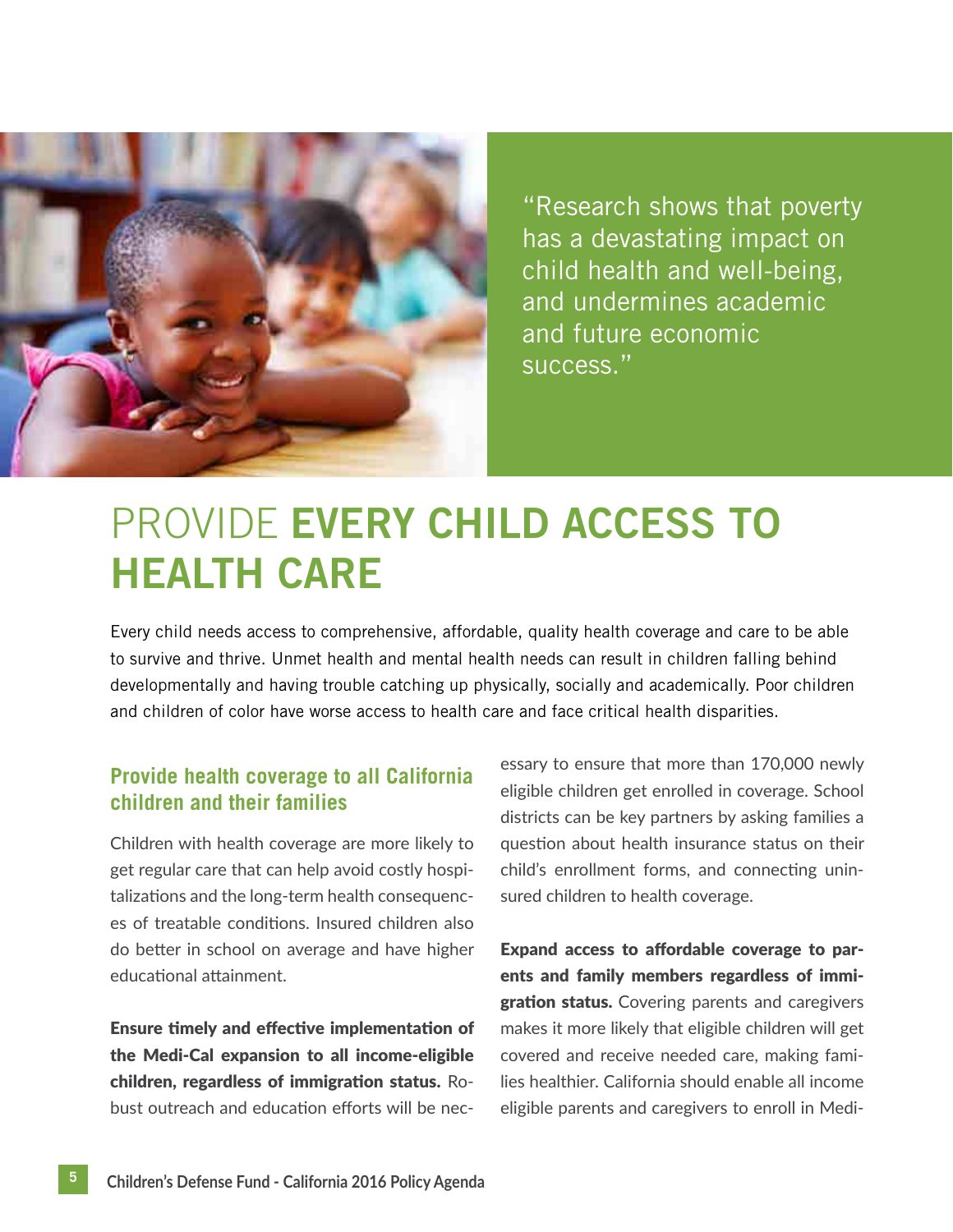"Research shows that poverty has a devastating impact on child health and well-being, and undermines academic and future economic success."

# PROVIDE **EVERY CHILD ACCESS TO HEALTH CARE**

Every child needs access to comprehensive, affordable, quality health coverage and care to be able to survive and thrive. Unmet health and mental health needs can result in children falling behind developmentally and having trouble catching up physically, socially and academically. Poor children and children of color have worse access to health care and face critical health disparities.

## Provide health coverage to all California children and their families

Children with health coverage are more likely to get regular care that can help avoid costly hospitalizations and the long-term health consequences of treatable conditions. Insured children also do better in school on average and have higher educational attainment.

**Ensure timely and effective implementation of the Medi-Cal expansion to all income-eligible children, regardless of immigration status.** Robust outreach and education efforts will be necessary to ensure that more than 170,000 newly eligible children get enrolled in coverage. School districts can be key partners by asking families a question about health insurance status on their child's enrollment forms, and connecting uninsured children to health coverage.

**Expand access to affordable coverage to parents and family members regardless of immigration status.** Covering parents and caregivers makes it more likely that eligible children will get covered and receive needed care, making families healthier. California should enable all income eligible parents and caregivers to enroll in Medi-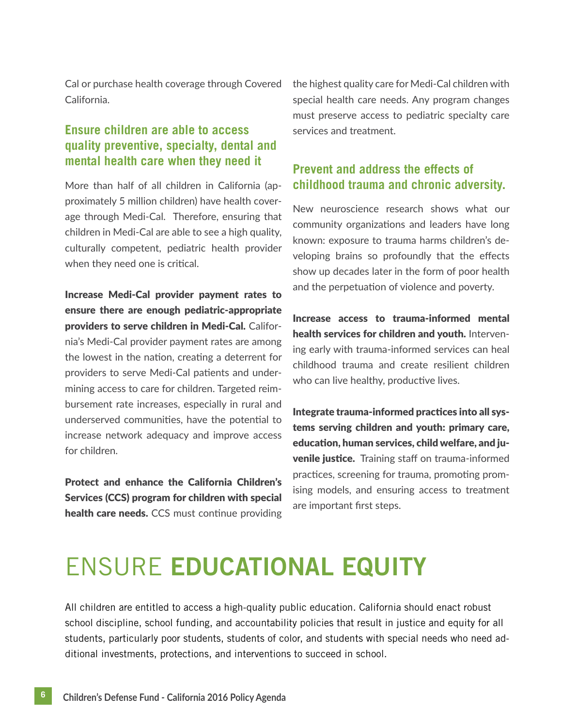Cal or purchase health coverage through Covered California.

### Ensure children are able to access quality preventive, specialty, dental and mental health care when they need it

More than half of all children in California (approximately 5 million children) have health coverage through Medi-Cal. Therefore, ensuring that children in Medi-Cal are able to see a high quality, culturally competent, pediatric health provider when they need one is critical.

**Increase Medi-Cal provider payment rates to ensure there are enough pediatric-appropriate providers to serve children in Medi-Cal.** California's Medi-Cal provider payment rates are among the lowest in the nation, creating a deterrent for providers to serve Medi-Cal patients and undermining access to care for children. Targeted reimbursement rate increases, especially in rural and underserved communities, have the potential to increase network adequacy and improve access for children.

**Protect and enhance the California Children's Services (CCS) program for children with special health care needs.** CCS must continue providing the highest quality care for Medi-Cal children with special health care needs. Any program changes must preserve access to pediatric specialty care services and treatment.

### Prevent and address the effects of childhood trauma and chronic adversity.

New neuroscience research shows what our community organizations and leaders have long known: exposure to trauma harms children's developing brains so profoundly that the effects show up decades later in the form of poor health and the perpetuation of violence and poverty.

**Increase access to trauma-informed mental health services for children and youth.** Intervening early with trauma-informed services can heal childhood trauma and create resilient children who can live healthy, productive lives.

**Integrate trauma-informed practices into all systems serving children and youth: primary care, education, human services, child welfare, and juvenile justice.** Training staff on trauma-informed practices, screening for trauma, promoting promising models, and ensuring access to treatment are important first steps.

# ENSURE **EDUCATIONAL EQUITY**

All children are entitled to access a high-quality public education. California should enact robust school discipline, school funding, and accountability policies that result in justice and equity for all students, particularly poor students, students of color, and students with special needs who need additional investments, protections, and interventions to succeed in school.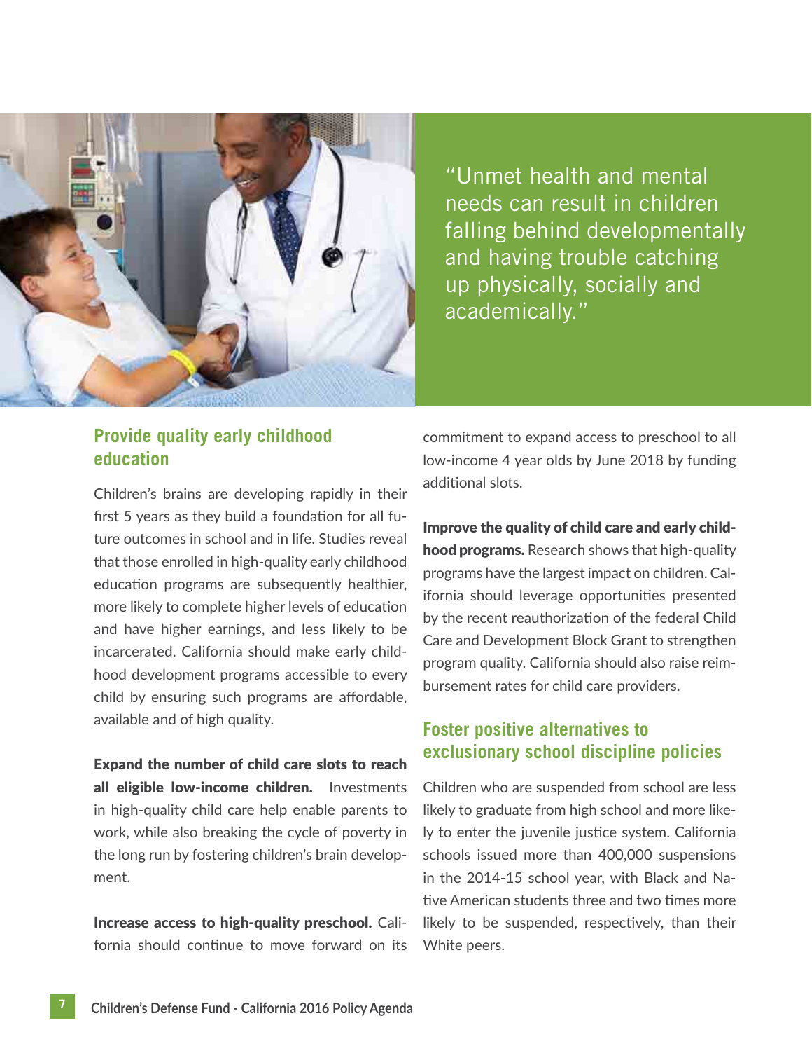"Unmet health and mental needs can result in children falling behind developmentally and having trouble catching up physically, socially and academically."

## Provide quality early childhood education

Children's brains are developing rapidly in their first 5 years as they build a foundation for all future outcomes in school and in life. Studies reveal that those enrolled in high-quality early childhood education programs are subsequently healthier, more likely to complete higher levels of education and have higher earnings, and less likely to be incarcerated. California should make early childhood development programs accessible to every child by ensuring such programs are affordable, available and of high quality.

**Expand the number of child care slots to reach all eligible low-income children.** Investments in high-quality child care help enable parents to work, while also breaking the cycle of poverty in the long run by fostering children's brain development.

**Increase access to high-quality preschool.** California should continue to move forward on its commitment to expand access to preschool to all low-income 4 year olds by June 2018 by funding additional slots.

**Improve the quality of child care and early childhood programs.** Research shows that high-quality programs have the largest impact on children. California should leverage opportunities presented by the recent reauthorization of the federal Child Care and Development Block Grant to strengthen program quality. California should also raise reimbursement rates for child care providers.

## Foster positive alternatives to exclusionary school discipline policies

Children who are suspended from school are less likely to graduate from high school and more likely to enter the juvenile justice system. California schools issued more than 400,000 suspensions in the 2014-15 school year, with Black and Native American students three and two times more likely to be suspended, respectively, than their White peers.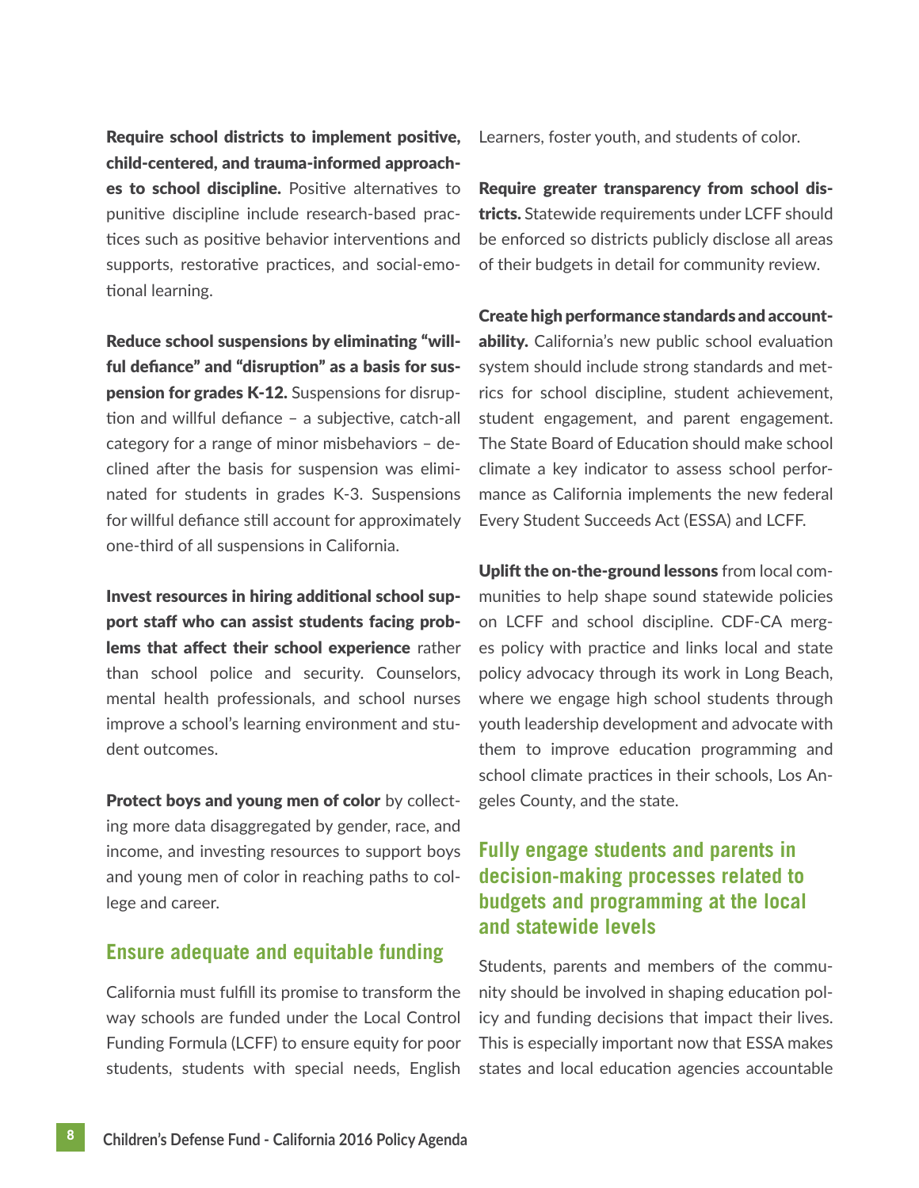**Require school districts to implement positive, child-centered, and trauma-informed approaches to school discipline.** Positive alternatives to punitive discipline include research-based practices such as positive behavior interventions and supports, restorative practices, and social-emotional learning.

**Reduce school suspensions by eliminating "willful defiance" and "disruption" as a basis for suspension for grades K-12.** Suspensions for disruption and willful defiance – a subjective, catch-all category for a range of minor misbehaviors – declined after the basis for suspension was eliminated for students in grades K-3. Suspensions for willful defiance still account for approximately one-third of all suspensions in California.

**Invest resources in hiring additional school support staff who can assist students facing problems that affect their school experience** rather than school police and security. Counselors, mental health professionals, and school nurses improve a school's learning environment and student outcomes.

**Protect boys and young men of color** by collecting more data disaggregated by gender, race, and income, and investing resources to support boys and young men of color in reaching paths to college and career.

## Ensure adequate and equitable funding

California must fulfill its promise to transform the way schools are funded under the Local Control Funding Formula (LCFF) to ensure equity for poor students, students with special needs, English Learners, foster youth, and students of color.

**Require greater transparency from school districts.** Statewide requirements under LCFF should be enforced so districts publicly disclose all areas of their budgets in detail for community review.

**Create high performance standards and accountability.** California's new public school evaluation system should include strong standards and metrics for school discipline, student achievement, student engagement, and parent engagement. The State Board of Education should make school climate a key indicator to assess school performance as California implements the new federal Every Student Succeeds Act (ESSA) and LCFF.

**Uplift the on-the-ground lessons** from local communities to help shape sound statewide policies on LCFF and school discipline. CDF-CA merges policy with practice and links local and state policy advocacy through its work in Long Beach, where we engage high school students through youth leadership development and advocate with them to improve education programming and school climate practices in their schools, Los Angeles County, and the state.

## Fully engage students and parents in decision-making processes related to budgets and programming at the local and statewide levels

Students, parents and members of the community should be involved in shaping education policy and funding decisions that impact their lives. This is especially important now that ESSA makes states and local education agencies accountable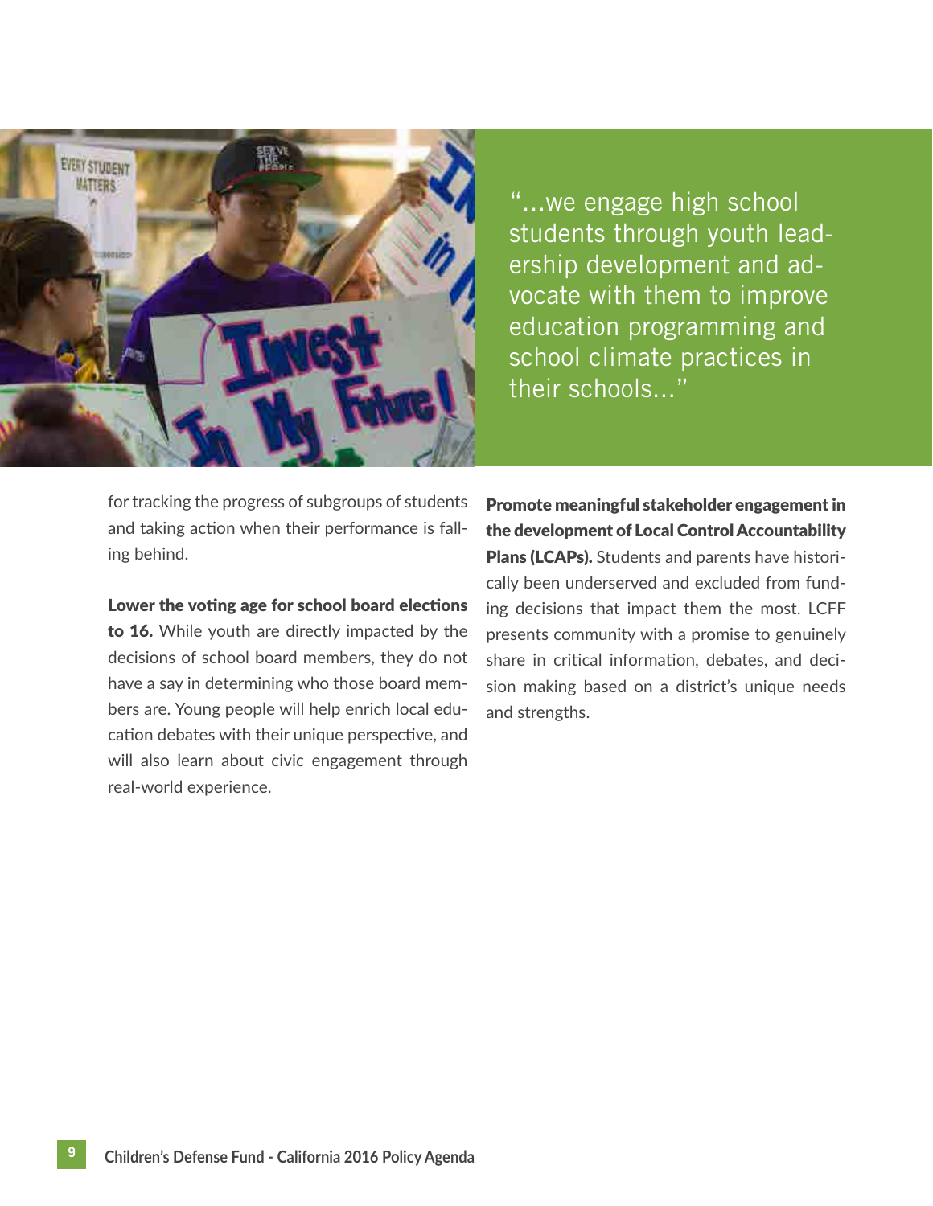"...we engage high school students through youth leadership development and advocate with them to improve education programming and school climate practices in their schools..."

for tracking the progress of subgroups of students and taking action when their performance is falling behind.

**Lower the voting age for school board elections to 16.** While youth are directly impacted by the decisions of school board members, they do not have a say in determining who those board members are. Young people will help enrich local education debates with their unique perspective, and will also learn about civic engagement through real-world experience.

**Promote meaningful stakeholder engagement in the development of Local Control Accountability Plans (LCAPs).** Students and parents have historically been underserved and excluded from funding decisions that impact them the most. LCFF presents community with a promise to genuinely share in critical information, debates, and decision making based on a district's unique needs and strengths.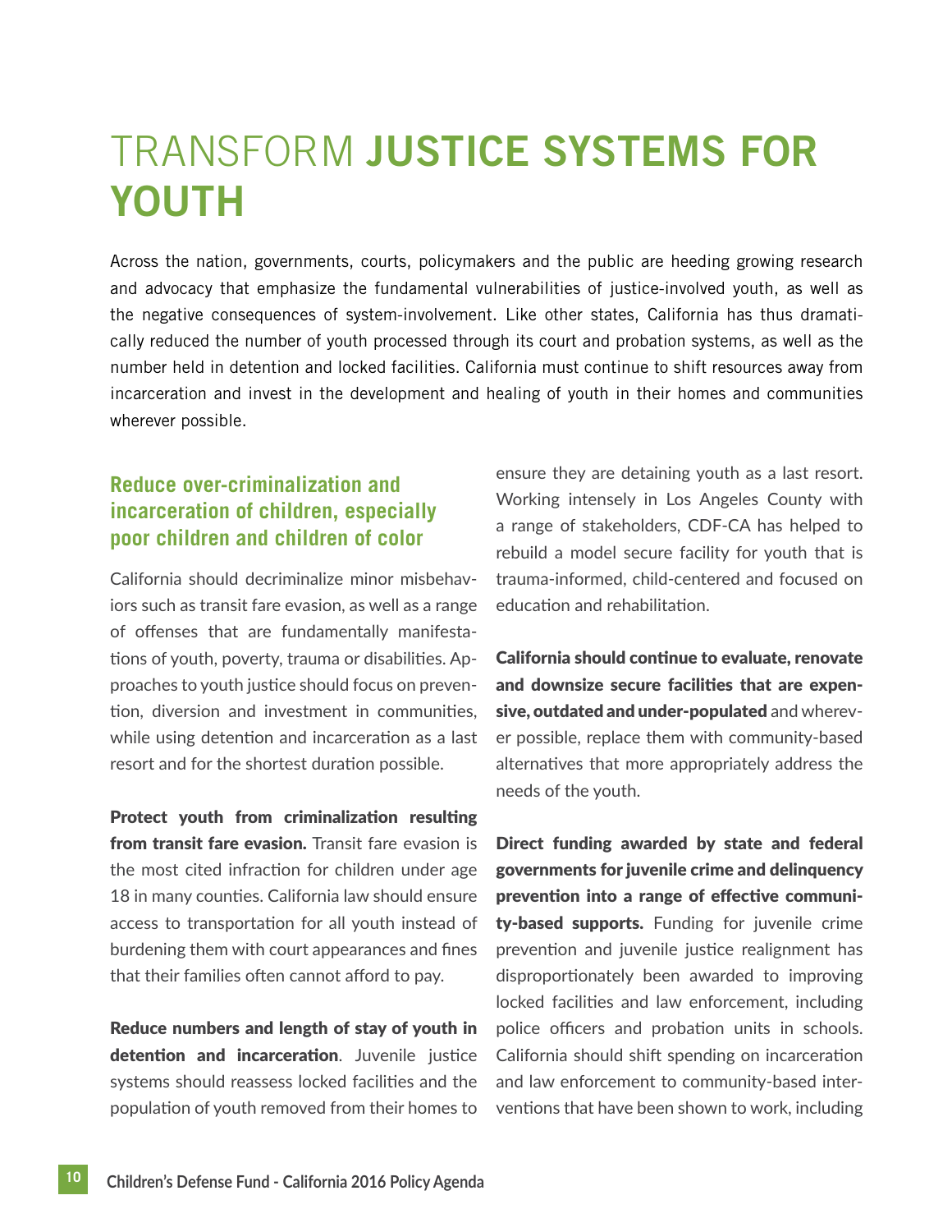# TRANSFORM **JUSTICE SYSTEMS FOR YOUTH**

Across the nation, governments, courts, policymakers and the public are heeding growing research and advocacy that emphasize the fundamental vulnerabilities of justice-involved youth, as well as the negative consequences of system-involvement. Like other states, California has thus dramatically reduced the number of youth processed through its court and probation systems, as well as the number held in detention and locked facilities. California must continue to shift resources away from incarceration and invest in the development and healing of youth in their homes and communities wherever possible.

## Reduce over-criminalization and incarceration of children, especially poor children and children of color

California should decriminalize minor misbehaviors such as transit fare evasion, as well as a range of offenses that are fundamentally manifestations of youth, poverty, trauma or disabilities. Approaches to youth justice should focus on prevention, diversion and investment in communities, while using detention and incarceration as a last resort and for the shortest duration possible.

**Protect youth from criminalization resulting from transit fare evasion.** Transit fare evasion is the most cited infraction for children under age 18 in many counties. California law should ensure access to transportation for all youth instead of burdening them with court appearances and fines that their families often cannot afford to pay.

**Reduce numbers and length of stay of youth in detention and incarceration**. Juvenile justice systems should reassess locked facilities and the population of youth removed from their homes to ensure they are detaining youth as a last resort. Working intensely in Los Angeles County with a range of stakeholders, CDF-CA has helped to rebuild a model secure facility for youth that is trauma-informed, child-centered and focused on education and rehabilitation.

**California should continue to evaluate, renovate and downsize secure facilities that are expensive, outdated and under-populated** and wherever possible, replace them with community-based alternatives that more appropriately address the needs of the youth.

**Direct funding awarded by state and federal governments for juvenile crime and delinquency prevention into a range of effective community-based supports.** Funding for juvenile crime prevention and juvenile justice realignment has disproportionately been awarded to improving locked facilities and law enforcement, including police officers and probation units in schools. California should shift spending on incarceration and law enforcement to community-based interventions that have been shown to work, including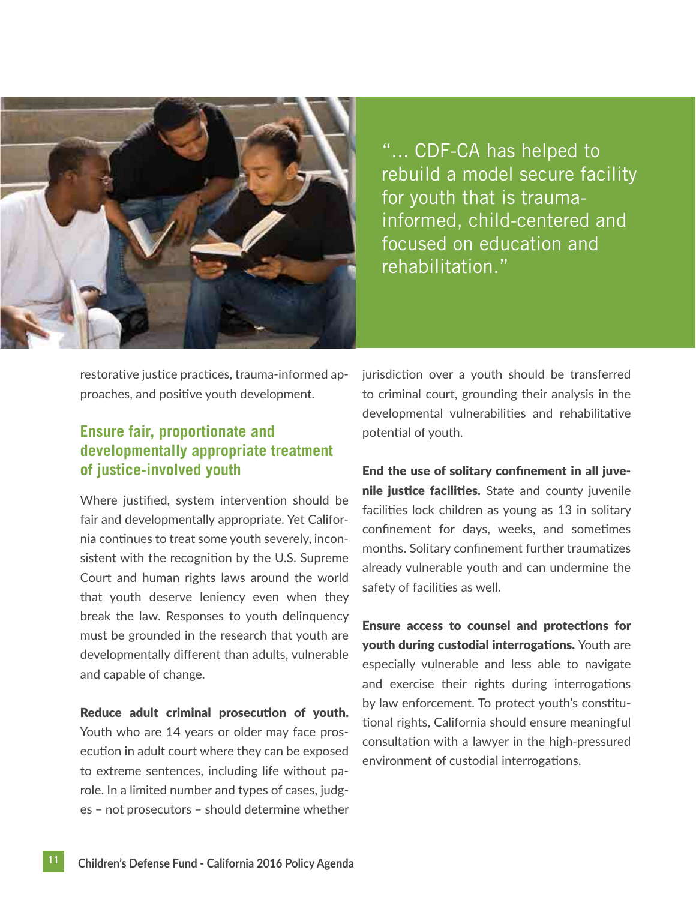"... CDF-CA has helped to rebuild a model secure facility for youth that is trauma-informed, child-centered and focused on education and rehabilitation."

restorative justice practices, trauma-informed approaches, and positive youth development.

## Ensure fair, proportionate and developmentally appropriate treatment of justice-involved youth

Where justified, system intervention should be fair and developmentally appropriate. Yet California continues to treat some youth severely, inconsistent with the recognition by the U.S. Supreme Court and human rights laws around the world that youth deserve leniency even when they break the law. Responses to youth delinquency must be grounded in the research that youth are developmentally different than adults, vulnerable and capable of change.

**Reduce adult criminal prosecution of youth.** Youth who are 14 years or older may face prosecution in adult court where they can be exposed to extreme sentences, including life without parole. In a limited number and types of cases, judges – not prosecutors – should determine whether jurisdiction over a youth should be transferred to criminal court, grounding their analysis in the developmental vulnerabilities and rehabilitative potential of youth.

**End the use of solitary confinement in all juvenile justice facilities.** State and county juvenile facilities lock children as young as 13 in solitary confinement for days, weeks, and sometimes months. Solitary confinement further traumatizes already vulnerable youth and can undermine the safety of facilities as well.

**Ensure access to counsel and protections for youth during custodial interrogations.** Youth are especially vulnerable and less able to navigate and exercise their rights during interrogations by law enforcement. To protect youth's constitutional rights, California should ensure meaningful consultation with a lawyer in the high-pressured environment of custodial interrogations.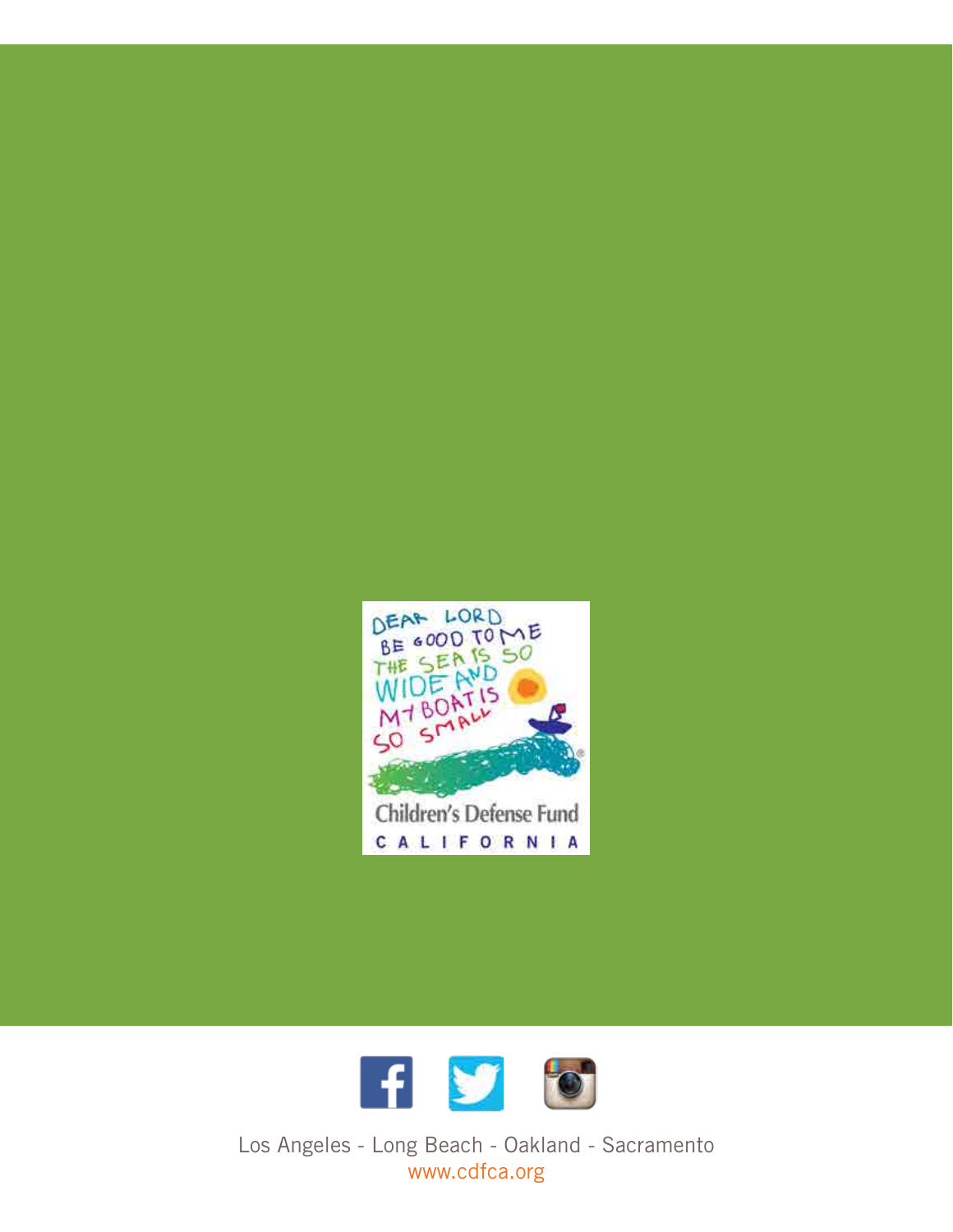DEAR LORD BE GOOD TO ME THE SEA IS SO WIDE AND MY BOAT IS SO SMALL

Children's Defense Fund

CALIFORNIA

Los Angeles - Long Beach - Oakland - Sacramento

www.cdfca.org